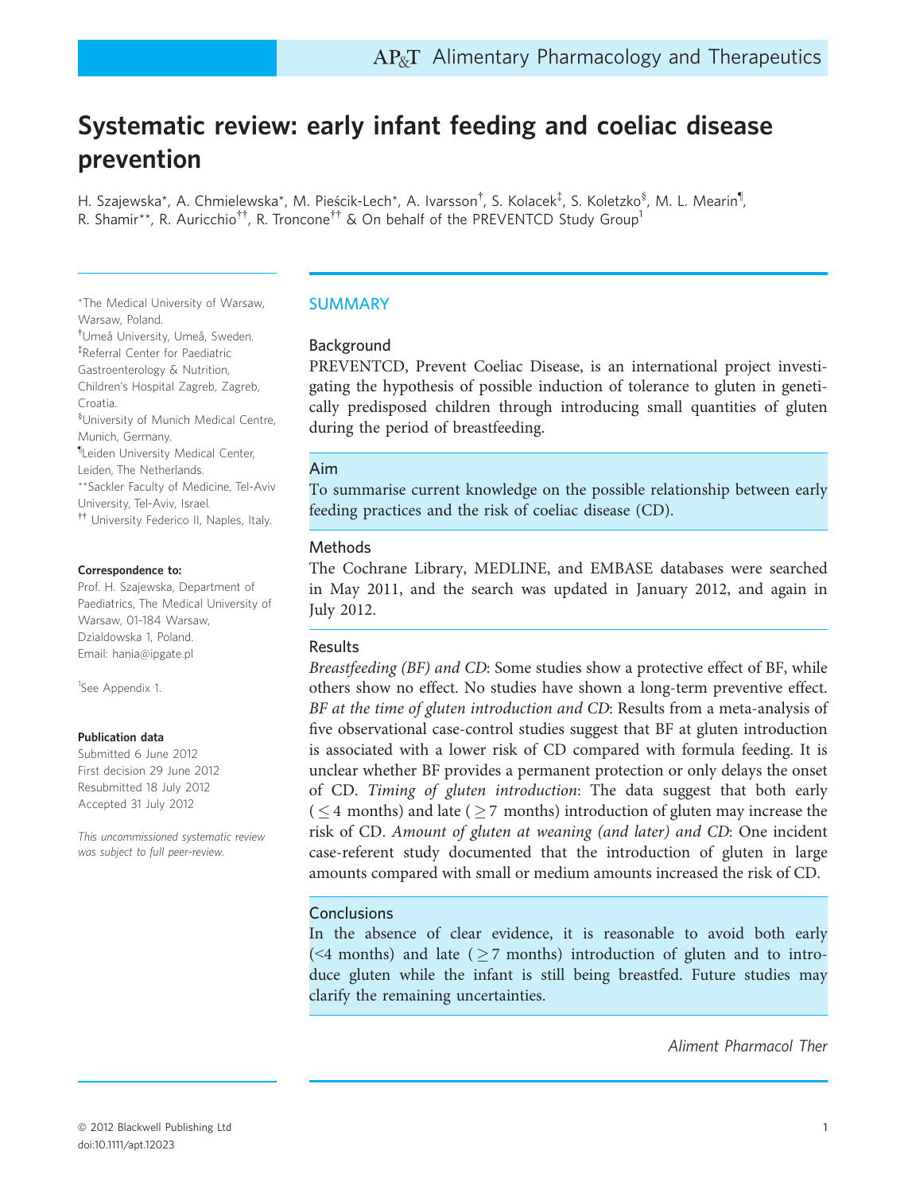# Systematic review: early infant feeding and coeliac disease prevention

H. Szajewska*, A. Chmielewska*, M. Pieścik-Lech*, A. Ivarsson†, S. Kolacek‡, S. Koletzko§, M. L. Mearin¶, R. Shamir**, R. Auricchio††, R. Troncone†† & On behalf of the PREVENTCD Study Group[1]

*The Medical University of Warsaw, Warsaw, Poland.
†Umeå University, Umeå, Sweden.
‡Referral Center for Paediatric Gastroenterology & Nutrition, Children's Hospital Zagreb, Zagreb, Croatia.
§University of Munich Medical Centre, Munich, Germany.
¶Leiden University Medical Center, Leiden, The Netherlands.
**Sackler Faculty of Medicine, Tel-Aviv University, Tel-Aviv, Israel.
†† University Federico II, Naples, Italy.

**Correspondence to:**
Prof. H. Szajewska, Department of Paediatrics, The Medical University of Warsaw, 01-184 Warsaw, Dzialdowska 1, Poland.
Email: hania@ipgate.pl

[1]See Appendix 1.

**Publication data**
Submitted 6 June 2012
First decision 29 June 2012
Resubmitted 18 July 2012
Accepted 31 July 2012

*This uncommissioned systematic review was subject to full peer-review.*

## SUMMARY

### Background

PREVENTCD, Prevent Coeliac Disease, is an international project investigating the hypothesis of possible induction of tolerance to gluten in genetically predisposed children through introducing small quantities of gluten during the period of breastfeeding.

### Aim

To summarise current knowledge on the possible relationship between early feeding practices and the risk of coeliac disease (CD).

### Methods

The Cochrane Library, MEDLINE, and EMBASE databases were searched in May 2011, and the search was updated in January 2012, and again in July 2012.

### Results

*Breastfeeding (BF) and CD*: Some studies show a protective effect of BF, while others show no effect. No studies have shown a long-term preventive effect. *BF at the time of gluten introduction and CD*: Results from a meta-analysis of five observational case-control studies suggest that BF at gluten introduction is associated with a lower risk of CD compared with formula feeding. It is unclear whether BF provides a permanent protection or only delays the onset of CD. *Timing of gluten introduction*: The data suggest that both early ($\leq$4 months) and late ($\geq$7 months) introduction of gluten may increase the risk of CD. *Amount of gluten at weaning (and later) and CD*: One incident case-referent study documented that the introduction of gluten in large amounts compared with small or medium amounts increased the risk of CD.

### Conclusions

In the absence of clear evidence, it is reasonable to avoid both early (<4 months) and late ($\geq$7 months) introduction of gluten and to introduce gluten while the infant is still being breastfed. Future studies may clarify the remaining uncertainties.

*Aliment Pharmacol Ther*

© 2012 Blackwell Publishing Ltd
doi:10.1111/apt.12023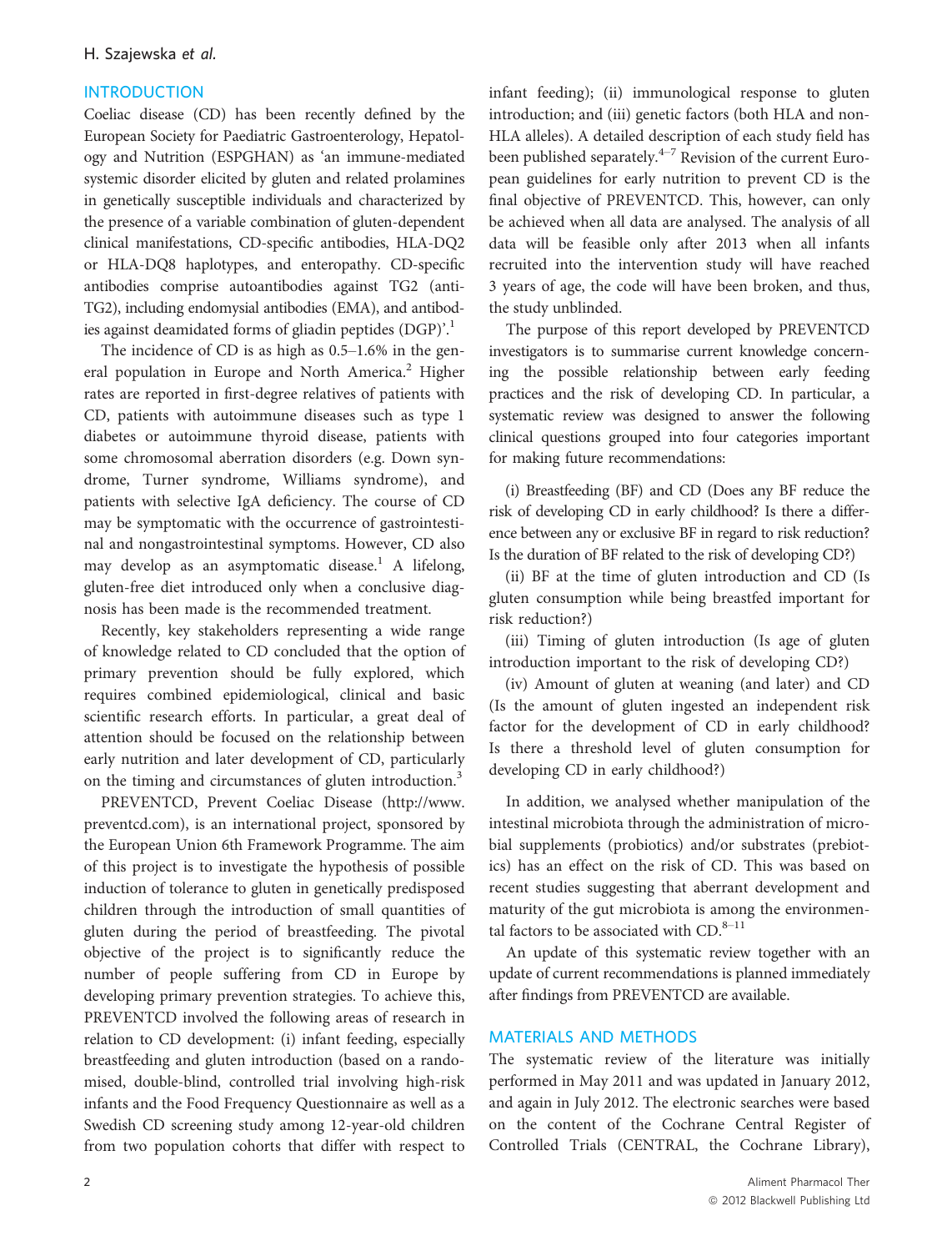## INTRODUCTION

Coeliac disease (CD) has been recently defined by the European Society for Paediatric Gastroenterology, Hepatology and Nutrition (ESPGHAN) as 'an immune-mediated systemic disorder elicited by gluten and related prolamines in genetically susceptible individuals and characterized by the presence of a variable combination of gluten-dependent clinical manifestations, CD-specific antibodies, HLA-DQ2 or HLA-DQ8 haplotypes, and enteropathy. CD-specific antibodies comprise autoantibodies against TG2 (anti-TG2), including endomysial antibodies (EMA), and antibodies against deamidated forms of gliadin peptides (DGP)'.[1]

The incidence of CD is as high as 0.5–1.6% in the general population in Europe and North America.[2] Higher rates are reported in first-degree relatives of patients with CD, patients with autoimmune diseases such as type 1 diabetes or autoimmune thyroid disease, patients with some chromosomal aberration disorders (e.g. Down syndrome, Turner syndrome, Williams syndrome), and patients with selective IgA deficiency. The course of CD may be symptomatic with the occurrence of gastrointestinal and nongastrointestinal symptoms. However, CD also may develop as an asymptomatic disease.[1] A lifelong, gluten-free diet introduced only when a conclusive diagnosis has been made is the recommended treatment.

Recently, key stakeholders representing a wide range of knowledge related to CD concluded that the option of primary prevention should be fully explored, which requires combined epidemiological, clinical and basic scientific research efforts. In particular, a great deal of attention should be focused on the relationship between early nutrition and later development of CD, particularly on the timing and circumstances of gluten introduction.[3]

PREVENTCD, Prevent Coeliac Disease (http://www.preventcd.com), is an international project, sponsored by the European Union 6th Framework Programme. The aim of this project is to investigate the hypothesis of possible induction of tolerance to gluten in genetically predisposed children through the introduction of small quantities of gluten during the period of breastfeeding. The pivotal objective of the project is to significantly reduce the number of people suffering from CD in Europe by developing primary prevention strategies. To achieve this, PREVENTCD involved the following areas of research in relation to CD development: (i) infant feeding, especially breastfeeding and gluten introduction (based on a randomised, double-blind, controlled trial involving high-risk infants and the Food Frequency Questionnaire as well as a Swedish CD screening study among 12-year-old children from two population cohorts that differ with respect to infant feeding); (ii) immunological response to gluten introduction; and (iii) genetic factors (both HLA and non-HLA alleles). A detailed description of each study field has been published separately.[4–7] Revision of the current European guidelines for early nutrition to prevent CD is the final objective of PREVENTCD. This, however, can only be achieved when all data are analysed. The analysis of all data will be feasible only after 2013 when all infants recruited into the intervention study will have reached 3 years of age, the code will have been broken, and thus, the study unblinded.

The purpose of this report developed by PREVENTCD investigators is to summarise current knowledge concerning the possible relationship between early feeding practices and the risk of developing CD. In particular, a systematic review was designed to answer the following clinical questions grouped into four categories important for making future recommendations:

(i) Breastfeeding (BF) and CD (Does any BF reduce the risk of developing CD in early childhood? Is there a difference between any or exclusive BF in regard to risk reduction? Is the duration of BF related to the risk of developing CD?)

(ii) BF at the time of gluten introduction and CD (Is gluten consumption while being breastfed important for risk reduction?)

(iii) Timing of gluten introduction (Is age of gluten introduction important to the risk of developing CD?)

(iv) Amount of gluten at weaning (and later) and CD (Is the amount of gluten ingested an independent risk factor for the development of CD in early childhood? Is there a threshold level of gluten consumption for developing CD in early childhood?)

In addition, we analysed whether manipulation of the intestinal microbiota through the administration of microbial supplements (probiotics) and/or substrates (prebiotics) has an effect on the risk of CD. This was based on recent studies suggesting that aberrant development and maturity of the gut microbiota is among the environmental factors to be associated with CD.[8–11]

An update of this systematic review together with an update of current recommendations is planned immediately after findings from PREVENTCD are available.

## MATERIALS AND METHODS

The systematic review of the literature was initially performed in May 2011 and was updated in January 2012, and again in July 2012. The electronic searches were based on the content of the Cochrane Central Register of Controlled Trials (CENTRAL, the Cochrane Library),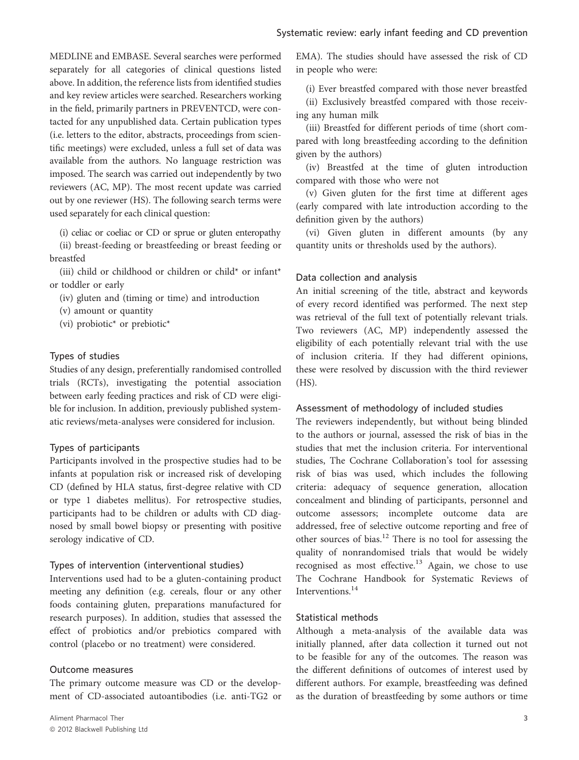MEDLINE and EMBASE. Several searches were performed separately for all categories of clinical questions listed above. In addition, the reference lists from identified studies and key review articles were searched. Researchers working in the field, primarily partners in PREVENTCD, were contacted for any unpublished data. Certain publication types (i.e. letters to the editor, abstracts, proceedings from scientific meetings) were excluded, unless a full set of data was available from the authors. No language restriction was imposed. The search was carried out independently by two reviewers (AC, MP). The most recent update was carried out by one reviewer (HS). The following search terms were used separately for each clinical question:

(i) celiac or coeliac or CD or sprue or gluten enteropathy

(ii) breast-feeding or breastfeeding or breast feeding or breastfed

(iii) child or childhood or children or child* or infant* or toddler or early

(iv) gluten and (timing or time) and introduction

(v) amount or quantity

(vi) probiotic* or prebiotic*

### Types of studies

Studies of any design, preferentially randomised controlled trials (RCTs), investigating the potential association between early feeding practices and risk of CD were eligible for inclusion. In addition, previously published systematic reviews/meta-analyses were considered for inclusion.

### Types of participants

Participants involved in the prospective studies had to be infants at population risk or increased risk of developing CD (defined by HLA status, first-degree relative with CD or type 1 diabetes mellitus). For retrospective studies, participants had to be children or adults with CD diagnosed by small bowel biopsy or presenting with positive serology indicative of CD.

### Types of intervention (interventional studies)

Interventions used had to be a gluten-containing product meeting any definition (e.g. cereals, flour or any other foods containing gluten, preparations manufactured for research purposes). In addition, studies that assessed the effect of probiotics and/or prebiotics compared with control (placebo or no treatment) were considered.

### Outcome measures

The primary outcome measure was CD or the development of CD-associated autoantibodies (i.e. anti-TG2 or EMA). The studies should have assessed the risk of CD in people who were:

(i) Ever breastfed compared with those never breastfed

(ii) Exclusively breastfed compared with those receiving any human milk

(iii) Breastfed for different periods of time (short compared with long breastfeeding according to the definition given by the authors)

(iv) Breastfed at the time of gluten introduction compared with those who were not

(v) Given gluten for the first time at different ages (early compared with late introduction according to the definition given by the authors)

(vi) Given gluten in different amounts (by any quantity units or thresholds used by the authors).

### Data collection and analysis

An initial screening of the title, abstract and keywords of every record identified was performed. The next step was retrieval of the full text of potentially relevant trials. Two reviewers (AC, MP) independently assessed the eligibility of each potentially relevant trial with the use of inclusion criteria. If they had different opinions, these were resolved by discussion with the third reviewer (HS).

### Assessment of methodology of included studies

The reviewers independently, but without being blinded to the authors or journal, assessed the risk of bias in the studies that met the inclusion criteria. For interventional studies, The Cochrane Collaboration's tool for assessing risk of bias was used, which includes the following criteria: adequacy of sequence generation, allocation concealment and blinding of participants, personnel and outcome assessors; incomplete outcome data are addressed, free of selective outcome reporting and free of other sources of bias.[12] There is no tool for assessing the quality of nonrandomised trials that would be widely recognised as most effective.[13] Again, we chose to use The Cochrane Handbook for Systematic Reviews of Interventions.[14]

### Statistical methods

Although a meta-analysis of the available data was initially planned, after data collection it turned out not to be feasible for any of the outcomes. The reason was the different definitions of outcomes of interest used by different authors. For example, breastfeeding was defined as the duration of breastfeeding by some authors or time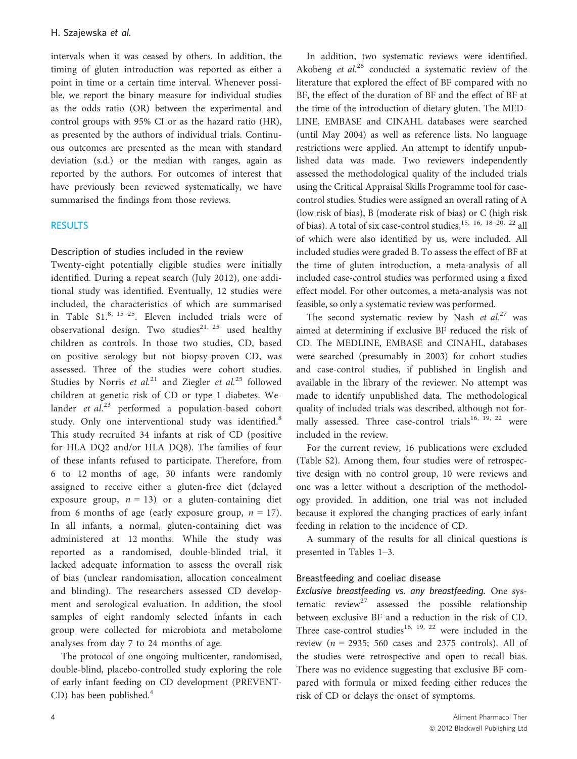intervals when it was ceased by others. In addition, the timing of gluten introduction was reported as either a point in time or a certain time interval. Whenever possible, we report the binary measure for individual studies as the odds ratio (OR) between the experimental and control groups with 95% CI or as the hazard ratio (HR), as presented by the authors of individual trials. Continuous outcomes are presented as the mean with standard deviation (s.d.) or the median with ranges, again as reported by the authors. For outcomes of interest that have previously been reviewed systematically, we have summarised the findings from those reviews.

## RESULTS

### Description of studies included in the review

Twenty-eight potentially eligible studies were initially identified. During a repeat search (July 2012), one additional study was identified. Eventually, 12 studies were included, the characteristics of which are summarised in Table S1.[8, 15–25] Eleven included trials were of observational design. Two studies[21, 25] used healthy children as controls. In those two studies, CD, based on positive serology but not biopsy-proven CD, was assessed. Three of the studies were cohort studies. Studies by Norris *et al.*[21] and Ziegler *et al.*[25] followed children at genetic risk of CD or type 1 diabetes. Welander *et al.*[23] performed a population-based cohort study. Only one interventional study was identified.[8] This study recruited 34 infants at risk of CD (positive for HLA DQ2 and/or HLA DQ8). The families of four of these infants refused to participate. Therefore, from 6 to 12 months of age, 30 infants were randomly assigned to receive either a gluten-free diet (delayed exposure group, $n = 13$) or a gluten-containing diet from 6 months of age (early exposure group, $n = 17$). In all infants, a normal, gluten-containing diet was administered at 12 months. While the study was reported as a randomised, double-blinded trial, it lacked adequate information to assess the overall risk of bias (unclear randomisation, allocation concealment and blinding). The researchers assessed CD development and serological evaluation. In addition, the stool samples of eight randomly selected infants in each group were collected for microbiota and metabolome analyses from day 7 to 24 months of age.

The protocol of one ongoing multicenter, randomised, double-blind, placebo-controlled study exploring the role of early infant feeding on CD development (PREVENT-CD) has been published.[4]

In addition, two systematic reviews were identified. Akobeng *et al.*[26] conducted a systematic review of the literature that explored the effect of BF compared with no BF, the effect of the duration of BF and the effect of BF at the time of the introduction of dietary gluten. The MEDLINE, EMBASE and CINAHL databases were searched (until May 2004) as well as reference lists. No language restrictions were applied. An attempt to identify unpublished data was made. Two reviewers independently assessed the methodological quality of the included trials using the Critical Appraisal Skills Programme tool for case-control studies. Studies were assigned an overall rating of A (low risk of bias), B (moderate risk of bias) or C (high risk of bias). A total of six case-control studies,[15, 16, 18–20, 22] all of which were also identified by us, were included. All included studies were graded B. To assess the effect of BF at the time of gluten introduction, a meta-analysis of all included case-control studies was performed using a fixed effect model. For other outcomes, a meta-analysis was not feasible, so only a systematic review was performed.

The second systematic review by Nash *et al.*[27] was aimed at determining if exclusive BF reduced the risk of CD. The MEDLINE, EMBASE and CINAHL, databases were searched (presumably in 2003) for cohort studies and case-control studies, if published in English and available in the library of the reviewer. No attempt was made to identify unpublished data. The methodological quality of included trials was described, although not formally assessed. Three case-control trials[16, 19, 22] were included in the review.

For the current review, 16 publications were excluded (Table S2). Among them, four studies were of retrospective design with no control group, 10 were reviews and one was a letter without a description of the methodology provided. In addition, one trial was not included because it explored the changing practices of early infant feeding in relation to the incidence of CD.

A summary of the results for all clinical questions is presented in Tables 1–3.

### Breastfeeding and coeliac disease

*Exclusive breastfeeding vs. any breastfeeding.* One systematic review[27] assessed the possible relationship between exclusive BF and a reduction in the risk of CD. Three case-control studies[16, 19, 22] were included in the review ($n = 2935$; 560 cases and 2375 controls). All of the studies were retrospective and open to recall bias. There was no evidence suggesting that exclusive BF compared with formula or mixed feeding either reduces the risk of CD or delays the onset of symptoms.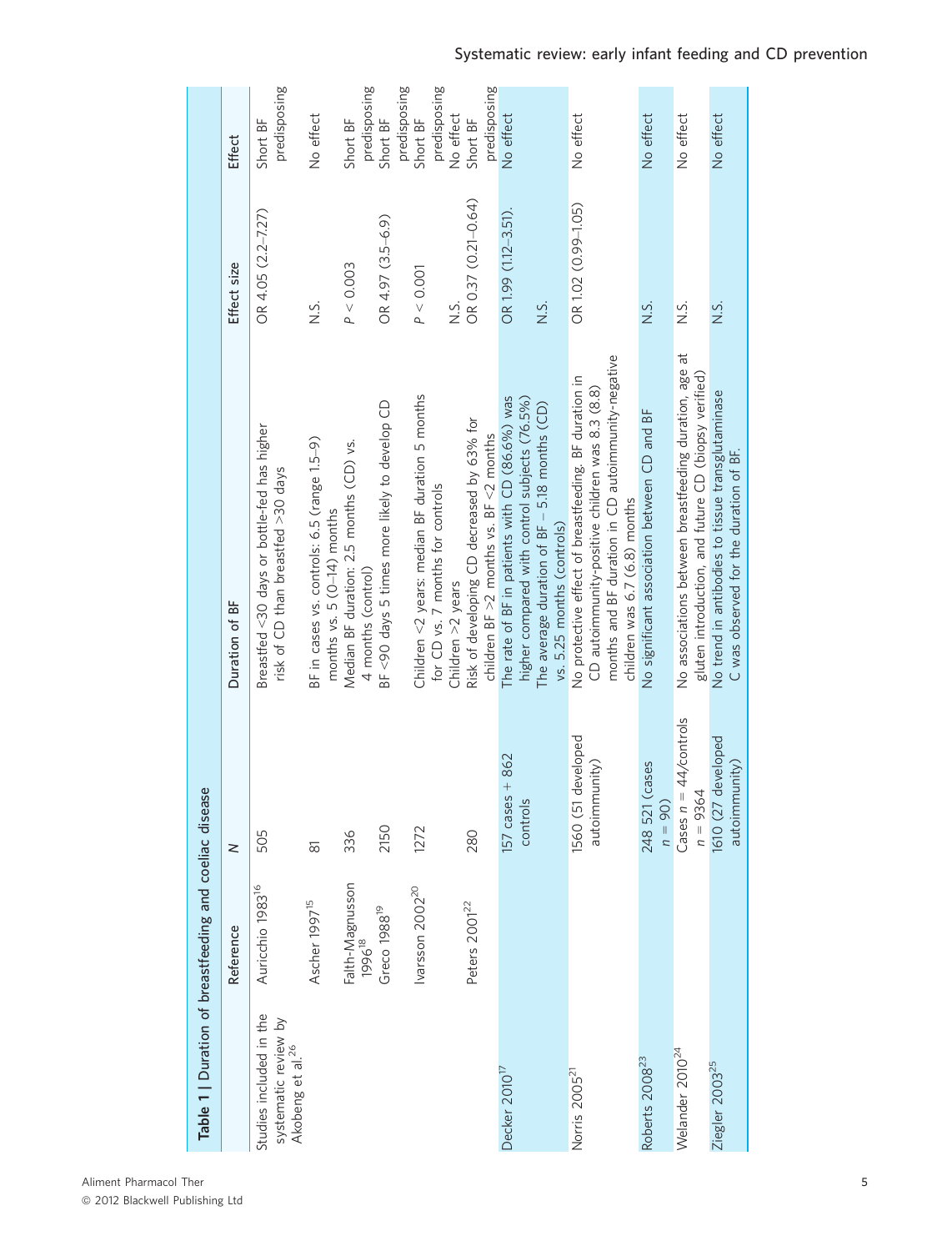**Table 1** | Duration of breastfeeding and coeliac disease

| | Reference | N | Duration of BF | Effect size | Effect |
|---|---|---|---|---|---|
| Studies included in the systematic review by Akobeng et al.[26] | Auricchio 1983[16] | 505 | Breastfed <30 days or bottle-fed has higher risk of CD than breastfed >30 days | OR 4.05 (2.2–7.27) | Short BF predisposing |
| | Ascher 1997[15] | 81 | BF in cases vs. controls: 6.5 (range 1.5–9) months vs. 5 (0–14) months | N.S. | No effect |
| | Falth-Magnusson 1996[18] | 336 | Median BF duration: 2.5 months (CD) vs. 4 months (control) | $P < 0.003$ | Short BF predisposing |
| | Greco 1988[19] | 2150 | BF <90 days 5 times more likely to develop CD | OR 4.97 (3.5–6.9) | Short BF predisposing |
| | Ivarsson 2002[20] | 1272 | Children <2 years: median BF duration 5 months for CD vs. 7 months for controls | $P < 0.001$ | Short BF predisposing |
| | | | Children >2 years | N.S. | No effect |
| | Peters 2001[22] | 280 | Risk of developing CD decreased by 63% for children BF >2 months vs. BF <2 months | OR 0.37 (0.21–0.64) | Short BF predisposing |
| Decker 2010[17] | | 157 cases + 862 controls | The rate of BF in patients with CD (86.6%) was higher compared with control subjects (76.5%) | OR 1.99 (1.12–3.51). | No effect |
| | | | The average duration of BF – 5.18 months (CD) vs. 5.25 months (controls) | N.S. | |
| Norris 2005[21] | | 1560 (51 developed autoimmunity) | No protective effect of breastfeeding. BF duration in CD autoimmunity-positive children was 8.3 (8.8) months and BF duration in CD autoimmunity-negative children was 6.7 (6.8) months | OR 1.02 (0.99–1.05) | No effect |
| Roberts 2008[23] | | 248 521 (cases $n = 90$) | No significant association between CD and BF | N.S. | No effect |
| Welander 2010[24] | | Cases $n = 44$/controls $n = 9364$ | No associations between breastfeeding duration, age at gluten introduction, and future CD (biopsy verified) | N.S. | No effect |
| Ziegler 2003[25] | | 1610 (27 developed autoimmunity) | No trend in antibodies to tissue transglutaminase C was observed for the duration of BF. | N.S. | No effect |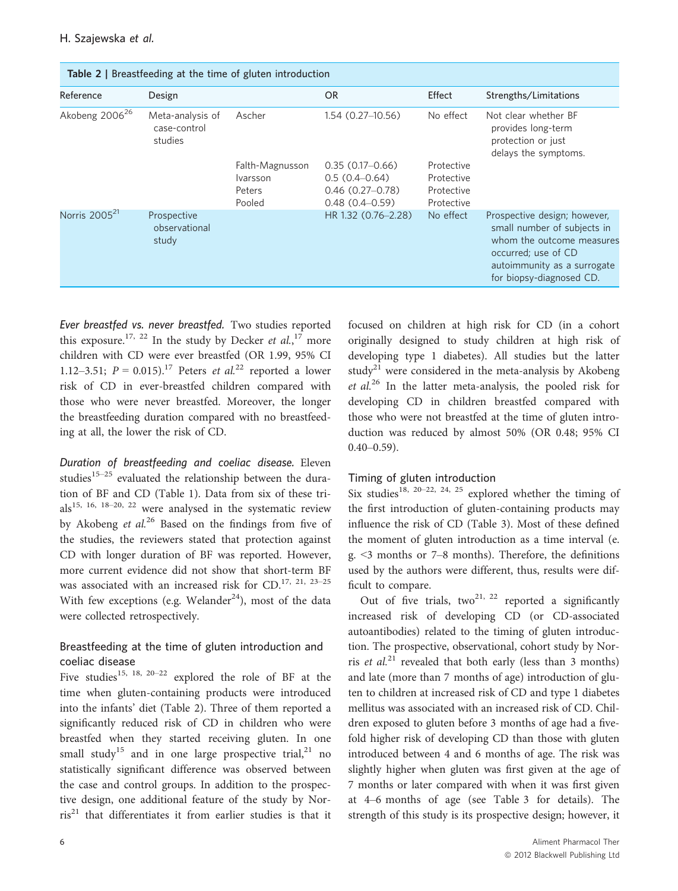**Table 2 | Breastfeeding at the time of gluten introduction**

| Reference | Design | | OR | Effect | Strengths/Limitations |
|---|---|---|---|---|---|
| Akobeng 2006[26] | Meta-analysis of case-control studies | Ascher | 1.54 (0.27–10.56) | No effect | Not clear whether BF provides long-term protection or just delays the symptoms. |
| | | Falth-Magnusson | 0.35 (0.17–0.66) | Protective | |
| | | Ivarsson | 0.5 (0.4–0.64) | Protective | |
| | | Peters | 0.46 (0.27–0.78) | Protective | |
| | | Pooled | 0.48 (0.4–0.59) | Protective | |
| Norris 2005[21] | Prospective observational study | | HR 1.32 (0.76–2.28) | No effect | Prospective design; however, small number of subjects in whom the outcome measures occurred; use of CD autoimmunity as a surrogate for biopsy-diagnosed CD. |

*Ever breastfed vs. never breastfed.* Two studies reported this exposure.[17, 22] In the study by Decker *et al.*,[17] more children with CD were ever breastfed (OR 1.99, 95% CI 1.12–3.51; $P = 0.015$).[17] Peters *et al.*[22] reported a lower risk of CD in ever-breastfed children compared with those who were never breastfed. Moreover, the longer the breastfeeding duration compared with no breastfeeding at all, the lower the risk of CD.

*Duration of breastfeeding and coeliac disease.* Eleven studies[15–25] evaluated the relationship between the duration of BF and CD (Table 1). Data from six of these trials[15, 16, 18–20, 22] were analysed in the systematic review by Akobeng *et al.*[26] Based on the findings from five of the studies, the reviewers stated that protection against CD with longer duration of BF was reported. However, more current evidence did not show that short-term BF was associated with an increased risk for CD.[17, 21, 23–25] With few exceptions (e.g. Welander[24]), most of the data were collected retrospectively.

### Breastfeeding at the time of gluten introduction and coeliac disease

Five studies[15, 18, 20–22] explored the role of BF at the time when gluten-containing products were introduced into the infants' diet (Table 2). Three of them reported a significantly reduced risk of CD in children who were breastfed when they started receiving gluten. In one small study[15] and in one large prospective trial,[21] no statistically significant difference was observed between the case and control groups. In addition to the prospective design, one additional feature of the study by Norris[21] that differentiates it from earlier studies is that it focused on children at high risk for CD (in a cohort originally designed to study children at high risk of developing type 1 diabetes). All studies but the latter study[21] were considered in the meta-analysis by Akobeng *et al.*[26] In the latter meta-analysis, the pooled risk for developing CD in children breastfed compared with those who were not breastfed at the time of gluten introduction was reduced by almost 50% (OR 0.48; 95% CI 0.40–0.59).

### Timing of gluten introduction

Six studies[18, 20–22, 24, 25] explored whether the timing of the first introduction of gluten-containing products may influence the risk of CD (Table 3). Most of these defined the moment of gluten introduction as a time interval (e.g. <3 months or 7–8 months). Therefore, the definitions used by the authors were different, thus, results were difficult to compare.

Out of five trials, two[21, 22] reported a significantly increased risk of developing CD (or CD-associated autoantibodies) related to the timing of gluten introduction. The prospective, observational, cohort study by Norris *et al.*[21] revealed that both early (less than 3 months) and late (more than 7 months of age) introduction of gluten to children at increased risk of CD and type 1 diabetes mellitus was associated with an increased risk of CD. Children exposed to gluten before 3 months of age had a five-fold higher risk of developing CD than those with gluten introduced between 4 and 6 months of age. The risk was slightly higher when gluten was first given at the age of 7 months or later compared with when it was first given at 4–6 months of age (see Table 3 for details). The strength of this study is its prospective design; however, it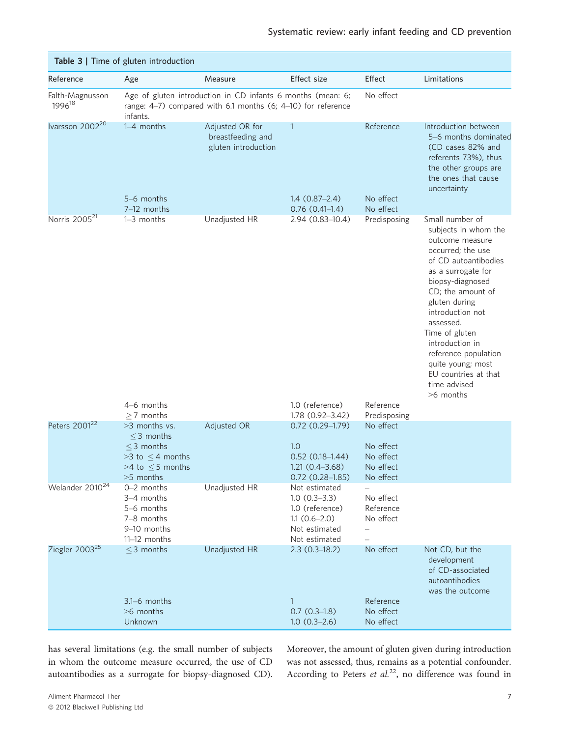**Table 3 | Time of gluten introduction**

| Reference | Age | Measure | Effect size | Effect | Limitations |
|---|---|---|---|---|---|
| Falth-Magnusson 1996[18] | Age of gluten introduction in CD infants 6 months (mean: 6; range: 4–7) compared with 6.1 months (6; 4–10) for reference infants. | | | No effect | |
| Ivarsson 2002[20] | 1–4 months | Adjusted OR for breastfeeding and gluten introduction | 1 | Reference | Introduction between 5–6 months dominated (CD cases 82% and referents 73%), thus the other groups are the ones that cause uncertainty |
| | 5–6 months | | 1.4 (0.87–2.4) | No effect | |
| | 7–12 months | | 0.76 (0.41–1.4) | No effect | |
| Norris 2005[21] | 1–3 months | Unadjusted HR | 2.94 (0.83–10.4) | Predisposing | Small number of subjects in whom the outcome measure occurred; the use of CD autoantibodies as a surrogate for biopsy-diagnosed CD; the amount of gluten during introduction not assessed. Time of gluten introduction in reference population quite young; most EU countries at that time advised >6 months |
| | 4–6 months | | 1.0 (reference) | Reference | |
| | ≥7 months | | 1.78 (0.92–3.42) | Predisposing | |
| Peters 2001[22] | >3 months vs. ≤3 months | Adjusted OR | 0.72 (0.29–1.79) | No effect | |
| | ≤3 months | | 1.0 | No effect | |
| | >3 to ≤4 months | | 0.52 (0.18–1.44) | No effect | |
| | >4 to ≤5 months | | 1.21 (0.4–3.68) | No effect | |
| | >5 months | | 0.72 (0.28–1.85) | No effect | |
| Welander 2010[24] | 0–2 months | Unadjusted HR | Not estimated | – | |
| | 3–4 months | | 1.0 (0.3–3.3) | No effect | |
| | 5–6 months | | 1.0 (reference) | Reference | |
| | 7–8 months | | 1.1 (0.6–2.0) | No effect | |
| | 9–10 months | | Not estimated | – | |
| | 11–12 months | | Not estimated | – | |
| Ziegler 2003[25] | ≤3 months | Unadjusted HR | 2.3 (0.3–18.2) | No effect | Not CD, but the development of CD-associated autoantibodies was the outcome |
| | 3.1–6 months | | 1 | Reference | |
| | >6 months | | 0.7 (0.3–1.8) | No effect | |
| | Unknown | | 1.0 (0.3–2.6) | No effect | |

has several limitations (e.g. the small number of subjects in whom the outcome measure occurred, the use of CD autoantibodies as a surrogate for biopsy-diagnosed CD). Moreover, the amount of gluten given during introduction was not assessed, thus, remains as a potential confounder. According to Peters *et al.*[22], no difference was found in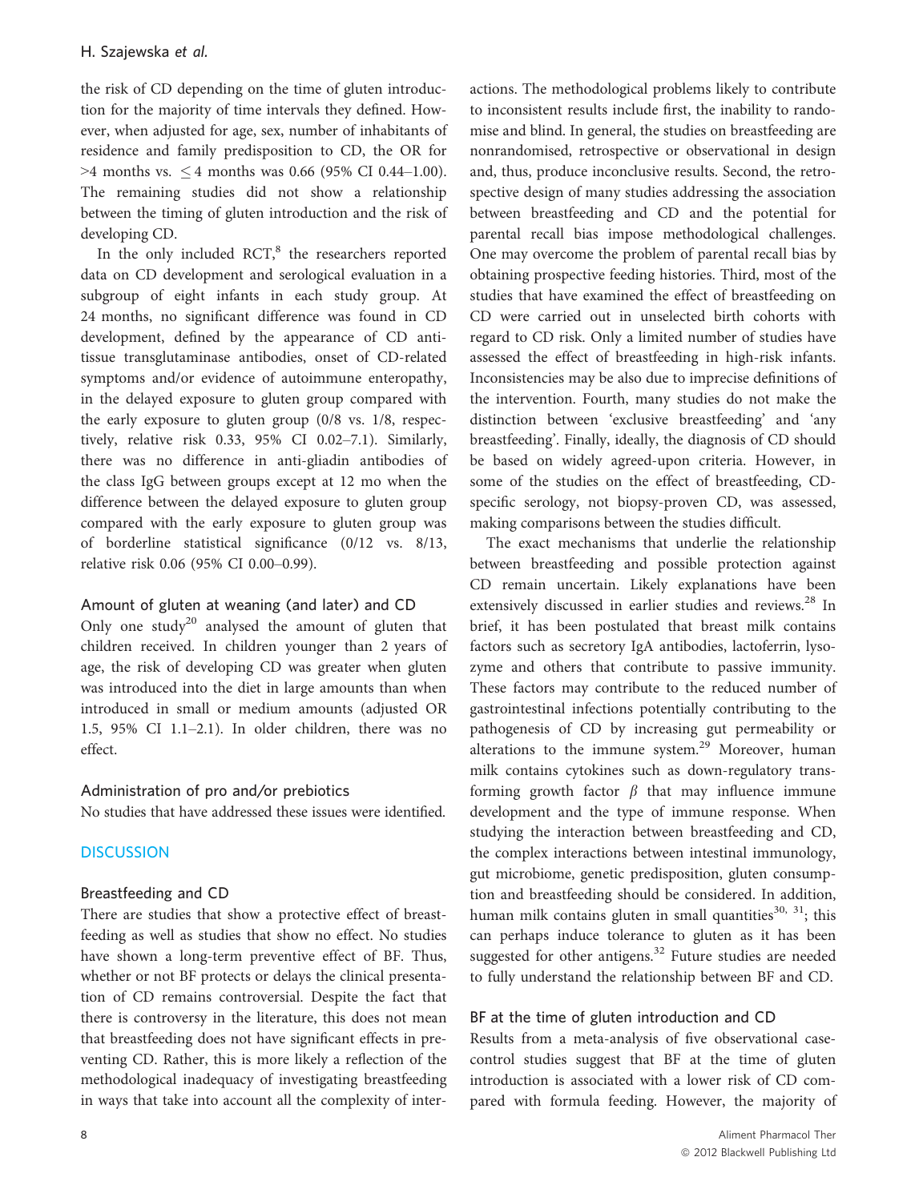the risk of CD depending on the time of gluten introduction for the majority of time intervals they defined. However, when adjusted for age, sex, number of inhabitants of residence and family predisposition to CD, the OR for >4 months vs. ≤4 months was 0.66 (95% CI 0.44–1.00). The remaining studies did not show a relationship between the timing of gluten introduction and the risk of developing CD.

In the only included RCT,[8] the researchers reported data on CD development and serological evaluation in a subgroup of eight infants in each study group. At 24 months, no significant difference was found in CD development, defined by the appearance of CD anti-tissue transglutaminase antibodies, onset of CD-related symptoms and/or evidence of autoimmune enteropathy, in the delayed exposure to gluten group compared with the early exposure to gluten group (0/8 vs. 1/8, respectively, relative risk 0.33, 95% CI 0.02–7.1). Similarly, there was no difference in anti-gliadin antibodies of the class IgG between groups except at 12 mo when the difference between the delayed exposure to gluten group compared with the early exposure to gluten group was of borderline statistical significance (0/12 vs. 8/13, relative risk 0.06 (95% CI 0.00–0.99).

### Amount of gluten at weaning (and later) and CD

Only one study[20] analysed the amount of gluten that children received. In children younger than 2 years of age, the risk of developing CD was greater when gluten was introduced into the diet in large amounts than when introduced in small or medium amounts (adjusted OR 1.5, 95% CI 1.1–2.1). In older children, there was no effect.

### Administration of pro and/or prebiotics

No studies that have addressed these issues were identified.

## DISCUSSION

### Breastfeeding and CD

There are studies that show a protective effect of breastfeeding as well as studies that show no effect. No studies have shown a long-term preventive effect of BF. Thus, whether or not BF protects or delays the clinical presentation of CD remains controversial. Despite the fact that there is controversy in the literature, this does not mean that breastfeeding does not have significant effects in preventing CD. Rather, this is more likely a reflection of the methodological inadequacy of investigating breastfeeding in ways that take into account all the complexity of interactions. The methodological problems likely to contribute to inconsistent results include first, the inability to randomise and blind. In general, the studies on breastfeeding are nonrandomised, retrospective or observational in design and, thus, produce inconclusive results. Second, the retrospective design of many studies addressing the association between breastfeeding and CD and the potential for parental recall bias impose methodological challenges. One may overcome the problem of parental recall bias by obtaining prospective feeding histories. Third, most of the studies that have examined the effect of breastfeeding on CD were carried out in unselected birth cohorts with regard to CD risk. Only a limited number of studies have assessed the effect of breastfeeding in high-risk infants. Inconsistencies may be also due to imprecise definitions of the intervention. Fourth, many studies do not make the distinction between 'exclusive breastfeeding' and 'any breastfeeding'. Finally, ideally, the diagnosis of CD should be based on widely agreed-upon criteria. However, in some of the studies on the effect of breastfeeding, CD-specific serology, not biopsy-proven CD, was assessed, making comparisons between the studies difficult.

The exact mechanisms that underlie the relationship between breastfeeding and possible protection against CD remain uncertain. Likely explanations have been extensively discussed in earlier studies and reviews.[28] In brief, it has been postulated that breast milk contains factors such as secretory IgA antibodies, lactoferrin, lysozyme and others that contribute to passive immunity. These factors may contribute to the reduced number of gastrointestinal infections potentially contributing to the pathogenesis of CD by increasing gut permeability or alterations to the immune system.[29] Moreover, human milk contains cytokines such as down-regulatory transforming growth factor $\beta$ that may influence immune development and the type of immune response. When studying the interaction between breastfeeding and CD, the complex interactions between intestinal immunology, gut microbiome, genetic predisposition, gluten consumption and breastfeeding should be considered. In addition, human milk contains gluten in small quantities[30, 31]; this can perhaps induce tolerance to gluten as it has been suggested for other antigens.[32] Future studies are needed to fully understand the relationship between BF and CD.

### BF at the time of gluten introduction and CD

Results from a meta-analysis of five observational case-control studies suggest that BF at the time of gluten introduction is associated with a lower risk of CD compared with formula feeding. However, the majority of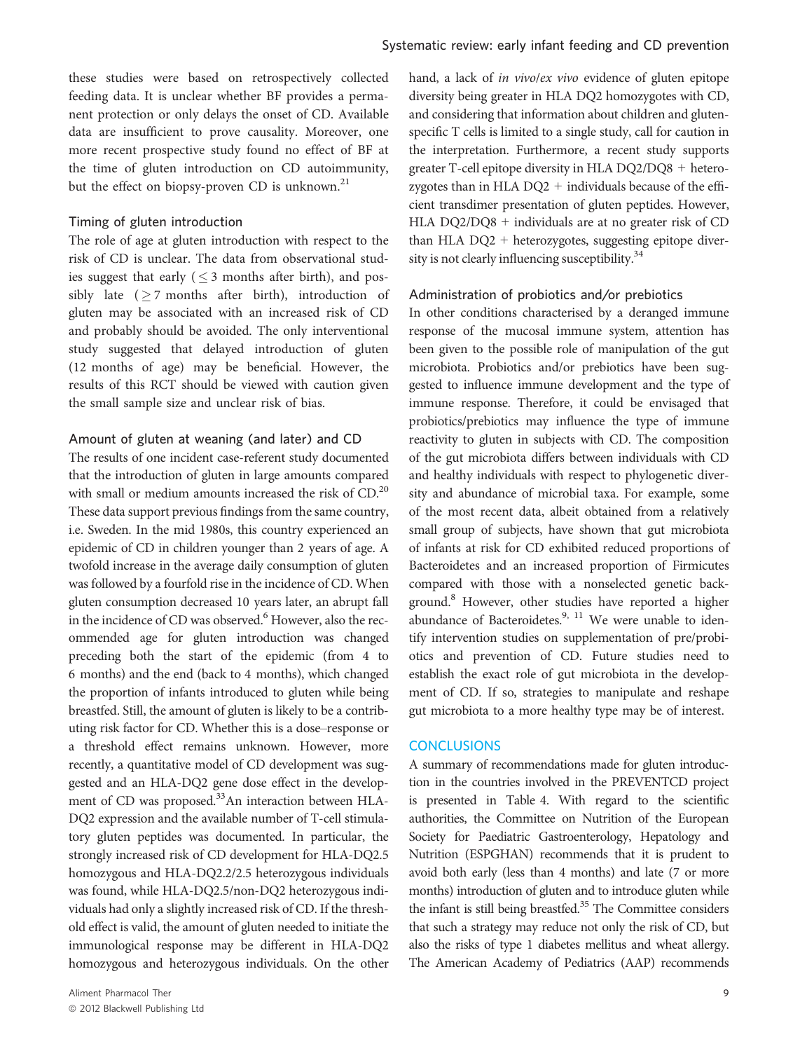these studies were based on retrospectively collected feeding data. It is unclear whether BF provides a permanent protection or only delays the onset of CD. Available data are insufficient to prove causality. Moreover, one more recent prospective study found no effect of BF at the time of gluten introduction on CD autoimmunity, but the effect on biopsy-proven CD is unknown.[21]

### Timing of gluten introduction

The role of age at gluten introduction with respect to the risk of CD is unclear. The data from observational studies suggest that early ($\leq 3$ months after birth), and possibly late ($\geq 7$ months after birth), introduction of gluten may be associated with an increased risk of CD and probably should be avoided. The only interventional study suggested that delayed introduction of gluten (12 months of age) may be beneficial. However, the results of this RCT should be viewed with caution given the small sample size and unclear risk of bias.

### Amount of gluten at weaning (and later) and CD

The results of one incident case-referent study documented that the introduction of gluten in large amounts compared with small or medium amounts increased the risk of CD.[20] These data support previous findings from the same country, i.e. Sweden. In the mid 1980s, this country experienced an epidemic of CD in children younger than 2 years of age. A twofold increase in the average daily consumption of gluten was followed by a fourfold rise in the incidence of CD. When gluten consumption decreased 10 years later, an abrupt fall in the incidence of CD was observed.[6] However, also the recommended age for gluten introduction was changed preceding both the start of the epidemic (from 4 to 6 months) and the end (back to 4 months), which changed the proportion of infants introduced to gluten while being breastfed. Still, the amount of gluten is likely to be a contributing risk factor for CD. Whether this is a dose–response or a threshold effect remains unknown. However, more recently, a quantitative model of CD development was suggested and an HLA-DQ2 gene dose effect in the development of CD was proposed.[33] An interaction between HLA-DQ2 expression and the available number of T-cell stimulatory gluten peptides was documented. In particular, the strongly increased risk of CD development for HLA-DQ2.5 homozygous and HLA-DQ2.2/2.5 heterozygous individuals was found, while HLA-DQ2.5/non-DQ2 heterozygous individuals had only a slightly increased risk of CD. If the threshold effect is valid, the amount of gluten needed to initiate the immunological response may be different in HLA-DQ2 homozygous and heterozygous individuals. On the other hand, a lack of *in vivo*/*ex vivo* evidence of gluten epitope diversity being greater in HLA DQ2 homozygotes with CD, and considering that information about children and gluten-specific T cells is limited to a single study, call for caution in the interpretation. Furthermore, a recent study supports greater T-cell epitope diversity in HLA DQ2/DQ8 + heterozygotes than in HLA DQ2 + individuals because of the efficient transdimer presentation of gluten peptides. However, HLA DQ2/DQ8 + individuals are at no greater risk of CD than HLA DQ2 + heterozygotes, suggesting epitope diversity is not clearly influencing susceptibility.[34]

### Administration of probiotics and/or prebiotics

In other conditions characterised by a deranged immune response of the mucosal immune system, attention has been given to the possible role of manipulation of the gut microbiota. Probiotics and/or prebiotics have been suggested to influence immune development and the type of immune response. Therefore, it could be envisaged that probiotics/prebiotics may influence the type of immune reactivity to gluten in subjects with CD. The composition of the gut microbiota differs between individuals with CD and healthy individuals with respect to phylogenetic diversity and abundance of microbial taxa. For example, some of the most recent data, albeit obtained from a relatively small group of subjects, have shown that gut microbiota of infants at risk for CD exhibited reduced proportions of Bacteroidetes and an increased proportion of Firmicutes compared with those with a nonselected genetic background.[8] However, other studies have reported a higher abundance of Bacteroidetes.[9, 11] We were unable to identify intervention studies on supplementation of pre/probiotics and prevention of CD. Future studies need to establish the exact role of gut microbiota in the development of CD. If so, strategies to manipulate and reshape gut microbiota to a more healthy type may be of interest.

## CONCLUSIONS

A summary of recommendations made for gluten introduction in the countries involved in the PREVENTCD project is presented in Table 4. With regard to the scientific authorities, the Committee on Nutrition of the European Society for Paediatric Gastroenterology, Hepatology and Nutrition (ESPGHAN) recommends that it is prudent to avoid both early (less than 4 months) and late (7 or more months) introduction of gluten and to introduce gluten while the infant is still being breastfed.[35] The Committee considers that such a strategy may reduce not only the risk of CD, but also the risks of type 1 diabetes mellitus and wheat allergy. The American Academy of Pediatrics (AAP) recommends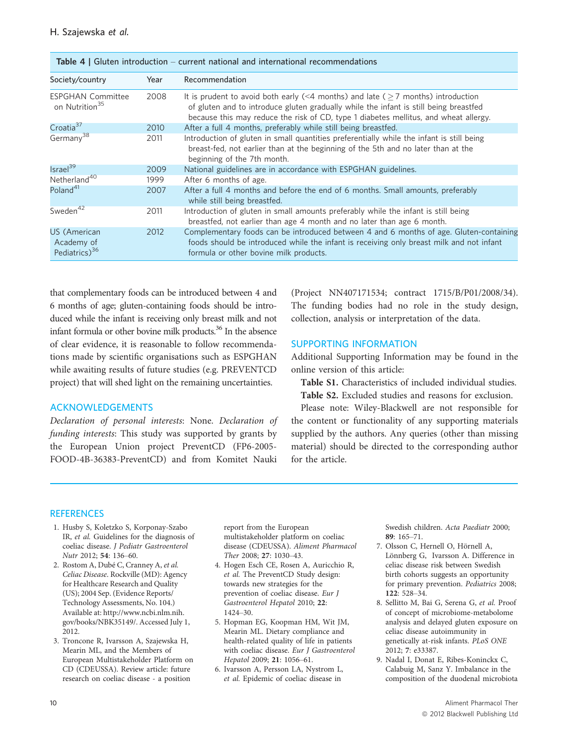**Table 4 | Gluten introduction – current national and international recommendations**

| Society/country | Year | Recommendation |
|---|---|---|
| ESPGHAN Committee on Nutrition[35] | 2008 | It is prudent to avoid both early (<4 months) and late (≥7 months) introduction of gluten and to introduce gluten gradually while the infant is still being breastfed because this may reduce the risk of CD, type 1 diabetes mellitus, and wheat allergy. |
| Croatia[37] | 2010 | After a full 4 months, preferably while still being breastfed. |
| Germany[38] | 2011 | Introduction of gluten in small quantities preferentially while the infant is still being breast-fed, not earlier than at the beginning of the 5th and no later than at the beginning of the 7th month. |
| Israel[39] | 2009 | National guidelines are in accordance with ESPGHAN guidelines. |
| Netherland[40] | 1999 | After 6 months of age. |
| Poland[41] | 2007 | After a full 4 months and before the end of 6 months. Small amounts, preferably while still being breastfed. |
| Sweden[42] | 2011 | Introduction of gluten in small amounts preferably while the infant is still being breastfed, not earlier than age 4 month and no later than age 6 month. |
| US (American Academy of Pediatrics)[36] | 2012 | Complementary foods can be introduced between 4 and 6 months of age. Gluten-containing foods should be introduced while the infant is receiving only breast milk and not infant formula or other bovine milk products. |

that complementary foods can be introduced between 4 and 6 months of age; gluten-containing foods should be introduced while the infant is receiving only breast milk and not infant formula or other bovine milk products.[36] In the absence of clear evidence, it is reasonable to follow recommendations made by scientific organisations such as ESPGHAN while awaiting results of future studies (e.g. PREVENTCD project) that will shed light on the remaining uncertainties.

## ACKNOWLEDGEMENTS

*Declaration of personal interests*: None. *Declaration of funding interests*: This study was supported by grants by the European Union project PreventCD (FP6-2005-FOOD-4B-36383-PreventCD) and from Komitet Nauki (Project NN407171534; contract 1715/B/P01/2008/34). The funding bodies had no role in the study design, collection, analysis or interpretation of the data.

## SUPPORTING INFORMATION

Additional Supporting Information may be found in the online version of this article:

**Table S1.** Characteristics of included individual studies.

**Table S2.** Excluded studies and reasons for exclusion.

Please note: Wiley-Blackwell are not responsible for the content or functionality of any supporting materials supplied by the authors. Any queries (other than missing material) should be directed to the corresponding author for the article.

## REFERENCES

1. Husby S, Koletzko S, Korponay-Szabo IR, *et al.* Guidelines for the diagnosis of coeliac disease. *J Pediatr Gastroenterol Nutr* 2012; **54**: 136–60.
2. Rostom A, Dubé C, Cranney A, *et al. Celiac Disease*. Rockville (MD): Agency for Healthcare Research and Quality (US); 2004 Sep. (Evidence Reports/Technology Assessments, No. 104.) Available at: http://www.ncbi.nlm.nih.gov/books/NBK35149/. Accessed July 1, 2012.
3. Troncone R, Ivarsson A, Szajewska H, Mearin ML, and the Members of European Multistakeholder Platform on CD (CDEUSSA). Review article: future research on coeliac disease - a position report from the European multistakeholder platform on coeliac disease (CDEUSSA). *Aliment Pharmacol Ther* 2008; **27**: 1030–43.
4. Hogen Esch CE, Rosen A, Auricchio R, *et al.* The PreventCD Study design: towards new strategies for the prevention of coeliac disease. *Eur J Gastroenterol Hepatol* 2010; **22**: 1424–30.
5. Hopman EG, Koopman HM, Wit JM, Mearin ML. Dietary compliance and health-related quality of life in patients with coeliac disease. *Eur J Gastroenterol Hepatol* 2009; **21**: 1056–61.
6. Ivarsson A, Persson LA, Nystrom L, *et al.* Epidemic of coeliac disease in Swedish children. *Acta Paediatr* 2000; **89**: 165–71.
7. Olsson C, Hernell O, Hörnell A, Lönnberg G, Ivarsson A. Difference in celiac disease risk between Swedish birth cohorts suggests an opportunity for primary prevention. *Pediatrics* 2008; **122**: 528–34.
8. Sellitto M, Bai G, Serena G, *et al.* Proof of concept of microbiome-metabolome analysis and delayed gluten exposure on celiac disease autoimmunity in genetically at-risk infants. *PLoS ONE* 2012; **7**: e33387.
9. Nadal I, Donat E, Ribes-Koninckx C, Calabuig M, Sanz Y. Imbalance in the composition of the duodenal microbiota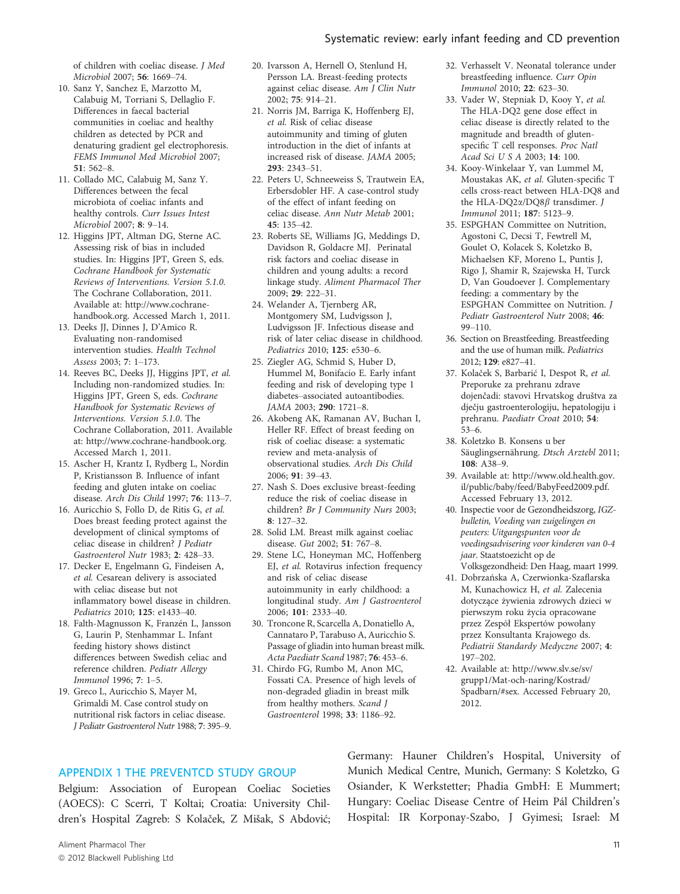of children with coeliac disease. *J Med Microbiol* 2007; **56**: 1669–74.

10. Sanz Y, Sanchez E, Marzotto M, Calabuig M, Torriani S, Dellaglio F. Differences in faecal bacterial communities in coeliac and healthy children as detected by PCR and denaturing gradient gel electrophoresis. *FEMS Immunol Med Microbiol* 2007; **51**: 562–8.
11. Collado MC, Calabuig M, Sanz Y. Differences between the fecal microbiota of coeliac infants and healthy controls. *Curr Issues Intest Microbiol* 2007; **8**: 9–14.
12. Higgins JPT, Altman DG, Sterne AC. Assessing risk of bias in included studies. In: Higgins JPT, Green S, eds. *Cochrane Handbook for Systematic Reviews of Interventions. Version 5.1.0.* The Cochrane Collaboration, 2011. Available at: http://www.cochrane-handbook.org. Accessed March 1, 2011.
13. Deeks JJ, Dinnes J, D'Amico R. Evaluating non-randomised intervention studies. *Health Technol Assess* 2003; **7**: 1–173.
14. Reeves BC, Deeks JJ, Higgins JPT, *et al.* Including non-randomized studies. In: Higgins JPT, Green S, eds. *Cochrane Handbook for Systematic Reviews of Interventions. Version 5.1.0.* The Cochrane Collaboration, 2011. Available at: http://www.cochrane-handbook.org. Accessed March 1, 2011.
15. Ascher H, Krantz I, Rydberg L, Nordin P, Kristiansson B. Influence of infant feeding and gluten intake on coeliac disease. *Arch Dis Child* 1997; **76**: 113–7.
16. Auricchio S, Follo D, de Ritis G, *et al.* Does breast feeding protect against the development of clinical symptoms of celiac disease in children? *J Pediatr Gastroenterol Nutr* 1983; **2**: 428–33.
17. Decker E, Engelmann G, Findeisen A, *et al.* Cesarean delivery is associated with celiac disease but not inflammatory bowel disease in children. *Pediatrics* 2010; **125**: e1433–40.
18. Falth-Magnusson K, Franzén L, Jansson G, Laurin P, Stenhammar L. Infant feeding history shows distinct differences between Swedish celiac and reference children. *Pediatr Allergy Immunol* 1996; **7**: 1–5.
19. Greco L, Auricchio S, Mayer M, Grimaldi M. Case control study on nutritional risk factors in celiac disease. *J Pediatr Gastroenterol Nutr* 1988; **7**: 395–9.
20. Ivarsson A, Hernell O, Stenlund H, Persson LA. Breast-feeding protects against celiac disease. *Am J Clin Nutr* 2002; **75**: 914–21.
21. Norris JM, Barriga K, Hoffenberg EJ, *et al.* Risk of celiac disease autoimmunity and timing of gluten introduction in the diet of infants at increased risk of disease. *JAMA* 2005; **293**: 2343–51.
22. Peters U, Schneeweiss S, Trautwein EA, Erbersdobler HF. A case-control study of the effect of infant feeding on celiac disease. *Ann Nutr Metab* 2001; **45**: 135–42.
23. Roberts SE, Williams JG, Meddings D, Davidson R, Goldacre MJ. Perinatal risk factors and coeliac disease in children and young adults: a record linkage study. *Aliment Pharmacol Ther* 2009; **29**: 222–31.
24. Welander A, Tjernberg AR, Montgomery SM, Ludvigsson J, Ludvigsson JF. Infectious disease and risk of later celiac disease in childhood. *Pediatrics* 2010; **125**: e530–6.
25. Ziegler AG, Schmid S, Huber D, Hummel M, Bonifacio E. Early infant feeding and risk of developing type 1 diabetes–associated autoantibodies. *JAMA* 2003; **290**: 1721–8.
26. Akobeng AK, Ramanan AV, Buchan I, Heller RF. Effect of breast feeding on risk of coeliac disease: a systematic review and meta-analysis of observational studies. *Arch Dis Child* 2006; **91**: 39–43.
27. Nash S. Does exclusive breast-feeding reduce the risk of coeliac disease in children? *Br J Community Nurs* 2003; **8**: 127–32.
28. Solid LM. Breast milk against coeliac disease. *Gut* 2002; **51**: 767–8.
29. Stene LC, Honeyman MC, Hoffenberg EJ, *et al.* Rotavirus infection frequency and risk of celiac disease autoimmunity in early childhood: a longitudinal study. *Am J Gastroenterol* 2006; **101**: 2333–40.
30. Troncone R, Scarcella A, Donatiello A, Cannataro P, Tarabuso A, Auricchio S. Passage of gliadin into human breast milk. *Acta Paediatr Scand* 1987; **76**: 453–6.
31. Chirdo FG, Rumbo M, Anon MC, Fossati CA. Presence of high levels of non-degraded gliadin in breast milk from healthy mothers. *Scand J Gastroenterol* 1998; **33**: 1186–92.
32. Verhasselt V. Neonatal tolerance under breastfeeding influence. *Curr Opin Immunol* 2010; **22**: 623–30.
33. Vader W, Stepniak D, Kooy Y, *et al.* The HLA-DQ2 gene dose effect in celiac disease is directly related to the magnitude and breadth of gluten-specific T cell responses. *Proc Natl Acad Sci U S A* 2003; **14**: 100.
34. Kooy-Winkelaar Y, van Lummel M, Moustakas AK, *et al.* Gluten-specific T cells cross-react between HLA-DQ8 and the HLA-DQ2α/DQ8β transdimer. *J Immunol* 2011; **187**: 5123–9.
35. ESPGHAN Committee on Nutrition, Agostoni C, Decsi T, Fewtrell M, Goulet O, Kolacek S, Koletzko B, Michaelsen KF, Moreno L, Puntis J, Rigo J, Shamir R, Szajewska H, Turck D, Van Goudoever J. Complementary feeding: a commentary by the ESPGHAN Committee on Nutrition. *J Pediatr Gastroenterol Nutr* 2008; **46**: 99–110.
36. Section on Breastfeeding. Breastfeeding and the use of human milk. *Pediatrics* 2012; **129**: e827–41.
37. Kolaček S, Barbarić I, Despot R, *et al.* Preporuke za prehranu zdrave dojenčadi: stavovi Hrvatskog društva za dječju gastroenterologiju, hepatologiju i prehranu. *Paediatr Croat* 2010; **54**: 53–6.
38. Koletzko B. Konsens u ber Säuglingsernährung. *Dtsch Arztebl* 2011; **108**: A38–9.
39. Available at: http://www.old.health.gov.il/public/baby/feed/BabyFeed2009.pdf. Accessed February 13, 2012.
40. Inspectie voor de Gezondheidszorg, *IGZ-bulletin, Voeding van zuigelingen en peuters: Uitgangspunten voor de voedingsadvisering voor kinderen van 0-4 jaar*. Staatstoezicht op de Volksgezondheid: Den Haag, maart 1999.
41. Dobrzańska A, Czerwionka-Szaflarska M, Kunachowicz H, *et al.* Zalecenia dotyczące żywienia zdrowych dzieci w pierwszym roku życia opracowane przez Zespół Ekspertów powołany przez Konsultanta Krajowego ds. *Pediatrii Standardy Medyczne* 2007; **4**: 197–202.
42. Available at: http://www.slv.se/sv/grupp1/Mat-och-naring/Kostrad/Spadbarn/#sex. Accessed February 20, 2012.

## APPENDIX 1 THE PREVENTCD STUDY GROUP

Belgium: Association of European Coeliac Societies (AOECS): C Scerri, T Koltai; Croatia: University Children's Hospital Zagreb: S Kolaček, Z Mišak, S Abdović; Germany: Hauner Children's Hospital, University of Munich Medical Centre, Munich, Germany: S Koletzko, G Osiander, K Werkstetter; Phadia GmbH: E Mummert; Hungary: Coeliac Disease Centre of Heim Pál Children's Hospital: IR Korponay-Szabo, J Gyimesi; Israel: M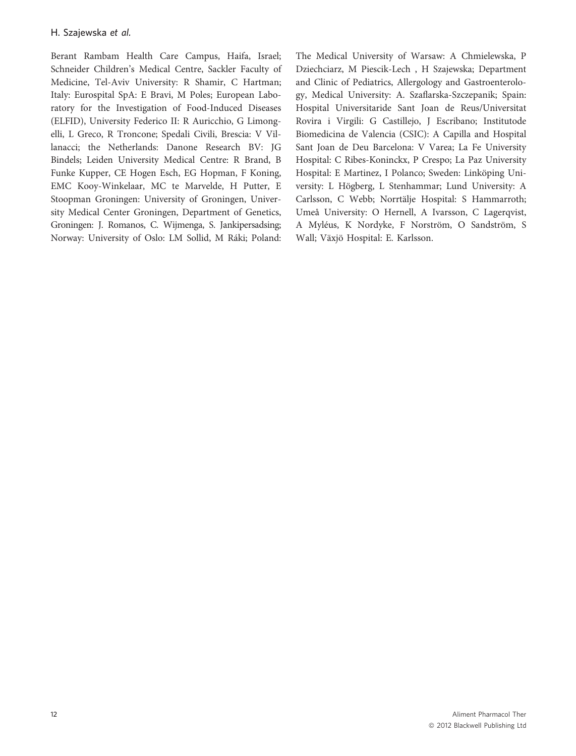Berant Rambam Health Care Campus, Haifa, Israel; Schneider Children's Medical Centre, Sackler Faculty of Medicine, Tel-Aviv University: R Shamir, C Hartman; Italy: Eurospital SpA: E Bravi, M Poles; European Laboratory for the Investigation of Food-Induced Diseases (ELFID), University Federico II: R Auricchio, G Limongelli, L Greco, R Troncone; Spedali Civili, Brescia: V Villanacci; the Netherlands: Danone Research BV: JG Bindels; Leiden University Medical Centre: R Brand, B Funke Kupper, CE Hogen Esch, EG Hopman, F Koning, EMC Kooy-Winkelaar, MC te Marvelde, H Putter, E Stoopman Groningen: University of Groningen, University Medical Center Groningen, Department of Genetics, Groningen: J. Romanos, C. Wijmenga, S. Jankipersadsing; Norway: University of Oslo: LM Sollid, M Ráki; Poland: The Medical University of Warsaw: A Chmielewska, P Dziechciarz, M Piescik-Lech , H Szajewska; Department and Clinic of Pediatrics, Allergology and Gastroenterology, Medical University: A. Szaflarska-Szczepanik; Spain: Hospital Universitaride Sant Joan de Reus/Universitat Rovira i Virgili: G Castillejo, J Escribano; Institutode Biomedicina de Valencia (CSIC): A Capilla and Hospital Sant Joan de Deu Barcelona: V Varea; La Fe University Hospital: C Ribes-Koninckx, P Crespo; La Paz University Hospital: E Martinez, I Polanco; Sweden: Linköping University: L Högberg, L Stenhammar; Lund University: A Carlsson, C Webb; Norrtälje Hospital: S Hammarroth; Umeå University: O Hernell, A Ivarsson, C Lagerqvist, A Myléus, K Nordyke, F Norström, O Sandström, S Wall; Växjö Hospital: E. Karlsson.